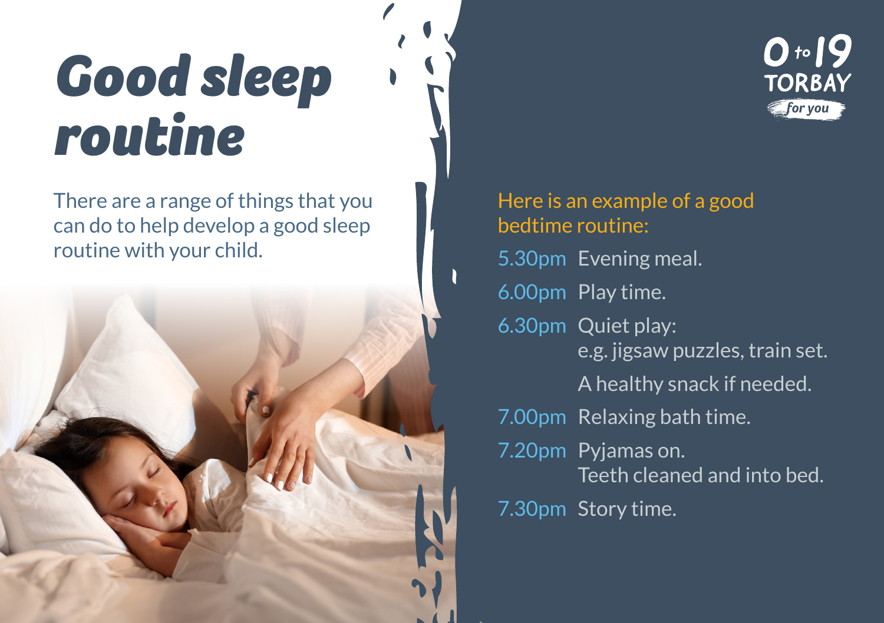# Good sleep routine

There are a range of things that you can do to help develop a good sleep routine with your child.

0 to 19 TORBAY for you

Here is an example of a good bedtime routine:

- **5.30pm** Evening meal.
- **6.00pm** Play time.
- **6.30pm** Quiet play: e.g. jigsaw puzzles, train set.
  A healthy snack if needed.
- **7.00pm** Relaxing bath time.
- **7.20pm** Pyjamas on.
  Teeth cleaned and into bed.
- **7.30pm** Story time.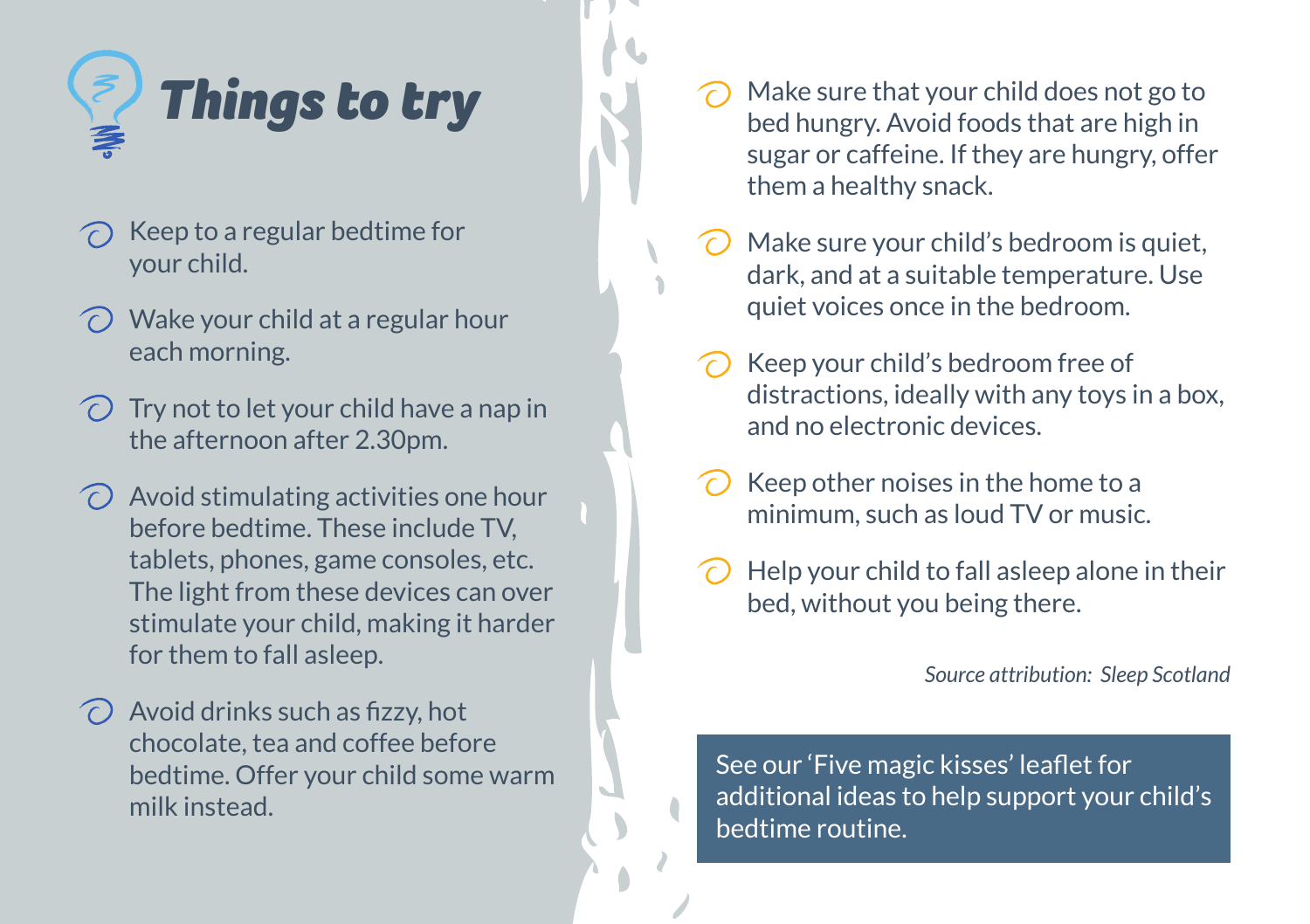# Things to try

- Keep to a regular bedtime for your child.
- Wake your child at a regular hour each morning.
- Try not to let your child have a nap in the afternoon after 2.30pm.
- Avoid stimulating activities one hour before bedtime. These include TV, tablets, phones, game consoles, etc. The light from these devices can over stimulate your child, making it harder for them to fall asleep.
- Avoid drinks such as fizzy, hot chocolate, tea and coffee before bedtime. Offer your child some warm milk instead.
- Make sure that your child does not go to bed hungry. Avoid foods that are high in sugar or caffeine. If they are hungry, offer them a healthy snack.
- Make sure your child's bedroom is quiet, dark, and at a suitable temperature. Use quiet voices once in the bedroom.
- Keep your child's bedroom free of distractions, ideally with any toys in a box, and no electronic devices.
- Keep other noises in the home to a minimum, such as loud TV or music.
- Help your child to fall asleep alone in their bed, without you being there.

*Source attribution: Sleep Scotland*

See our 'Five magic kisses' leaflet for additional ideas to help support your child's bedtime routine.